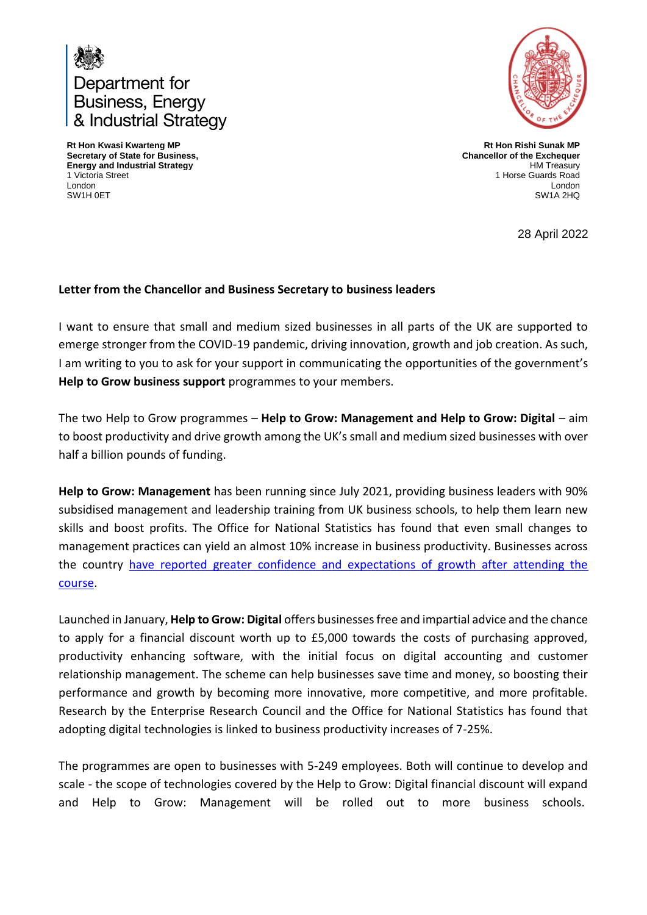Department for Business, Energy & Industrial Strategy

**Rt Hon Kwasi Kwarteng MP**
**Secretary of State for Business, Energy and Industrial Strategy**
1 Victoria Street
London
SW1H 0ET

**Rt Hon Rishi Sunak MP**
**Chancellor of the Exchequer**
HM Treasury
1 Horse Guards Road
London
SW1A 2HQ

28 April 2022

**Letter from the Chancellor and Business Secretary to business leaders**

I want to ensure that small and medium sized businesses in all parts of the UK are supported to emerge stronger from the COVID-19 pandemic, driving innovation, growth and job creation. As such, I am writing to you to ask for your support in communicating the opportunities of the government's **Help to Grow business support** programmes to your members.

The two Help to Grow programmes – **Help to Grow: Management and Help to Grow: Digital** – aim to boost productivity and drive growth among the UK's small and medium sized businesses with over half a billion pounds of funding.

**Help to Grow: Management** has been running since July 2021, providing business leaders with 90% subsidised management and leadership training from UK business schools, to help them learn new skills and boost profits. The Office for National Statistics has found that even small changes to management practices can yield an almost 10% increase in business productivity. Businesses across the country have reported greater confidence and expectations of growth after attending the course.

Launched in January, **Help to Grow: Digital** offers businesses free and impartial advice and the chance to apply for a financial discount worth up to £5,000 towards the costs of purchasing approved, productivity enhancing software, with the initial focus on digital accounting and customer relationship management. The scheme can help businesses save time and money, so boosting their performance and growth by becoming more innovative, more competitive, and more profitable. Research by the Enterprise Research Council and the Office for National Statistics has found that adopting digital technologies is linked to business productivity increases of 7-25%.

The programmes are open to businesses with 5-249 employees. Both will continue to develop and scale - the scope of technologies covered by the Help to Grow: Digital financial discount will expand and Help to Grow: Management will be rolled out to more business schools.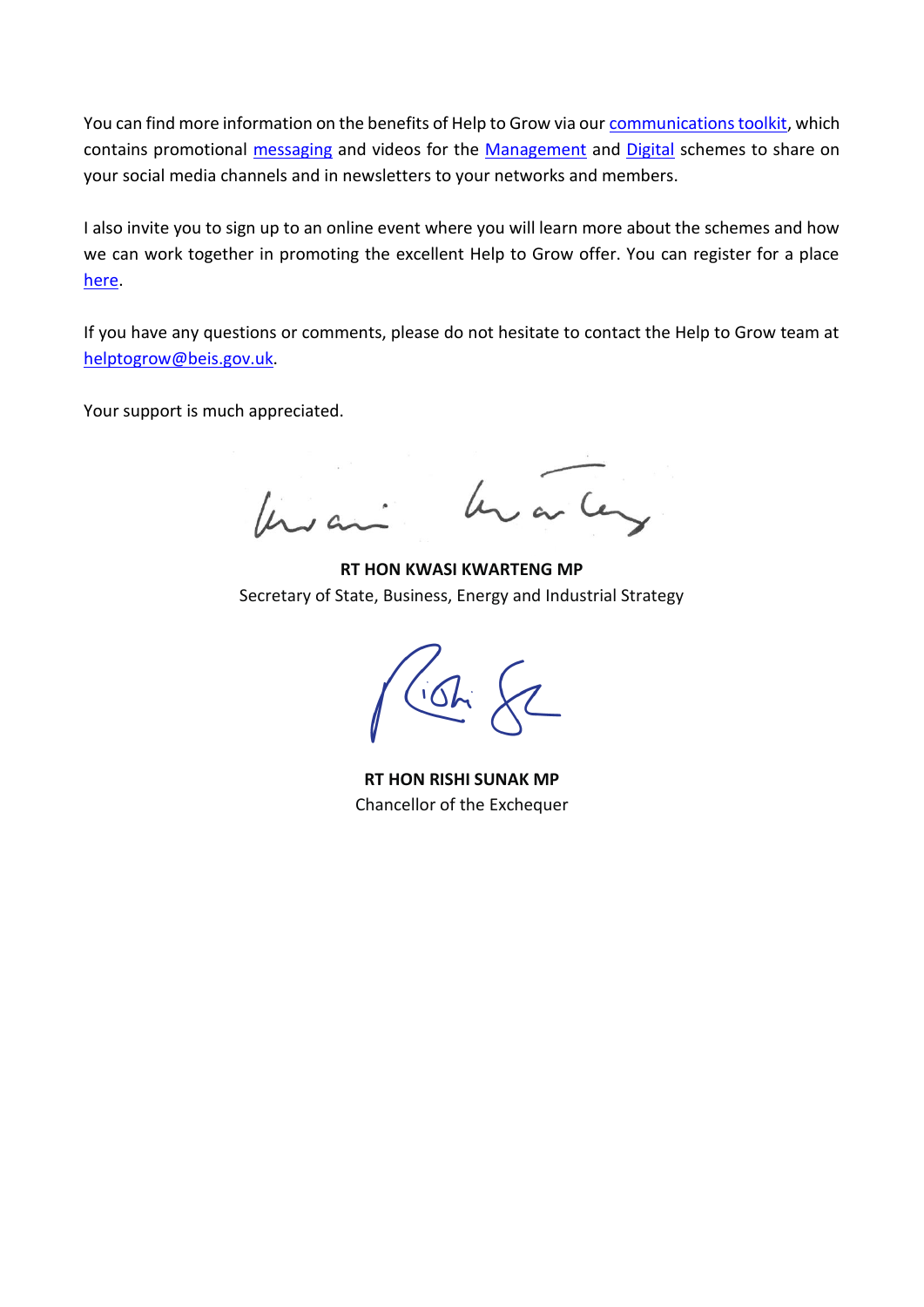You can find more information on the benefits of Help to Grow via our communications toolkit, which contains promotional messaging and videos for the Management and Digital schemes to share on your social media channels and in newsletters to your networks and members.

I also invite you to sign up to an online event where you will learn more about the schemes and how we can work together in promoting the excellent Help to Grow offer. You can register for a place here.

If you have any questions or comments, please do not hesitate to contact the Help to Grow team at helptogrow@beis.gov.uk.

Your support is much appreciated.

**RT HON KWASI KWARTENG MP**
Secretary of State, Business, Energy and Industrial Strategy

**RT HON RISHI SUNAK MP**
Chancellor of the Exchequer